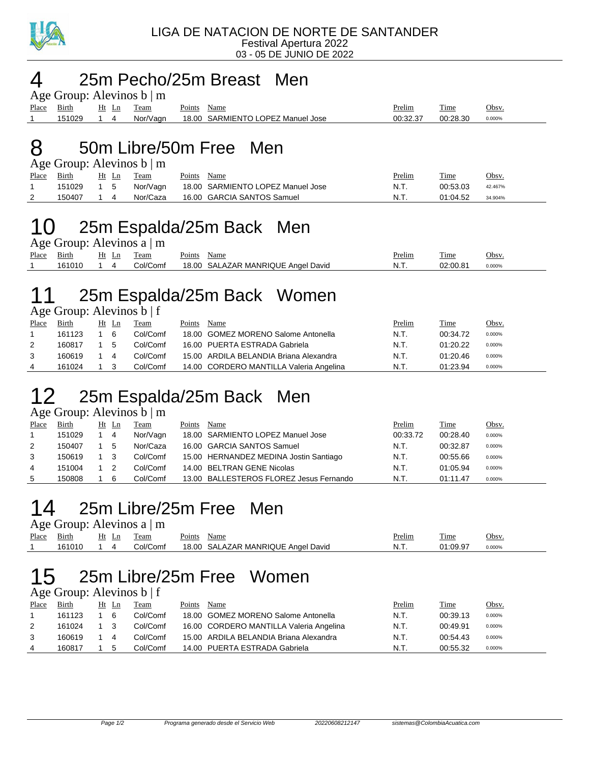LIGA DE NATACION DE NORTE DE SANTANDER
Festival Apertura 2022
03 - 05 DE JUNIO DE 2022

# 4 25m Pecho/25m Breast Men

Age Group: Alevinos b | m

| Place | Birth | Ht | Ln | Team | Points | Name | Prelim | Time | Obsv. |
|---|---|---|---|---|---|---|---|---|---|
| 1 | 151029 | 1 | 4 | Nor/Vagn | 18.00 | SARMIENTO LOPEZ Manuel Jose | 00:32.37 | 00:28.30 | 0.000% |

# 8 50m Libre/50m Free Men

Age Group: Alevinos b | m

| Place | Birth | Ht | Ln | Team | Points | Name | Prelim | Time | Obsv. |
|---|---|---|---|---|---|---|---|---|---|
| 1 | 151029 | 1 | 5 | Nor/Vagn | 18.00 | SARMIENTO LOPEZ Manuel Jose | N.T. | 00:53.03 | 42.467% |
| 2 | 150407 | 1 | 4 | Nor/Caza | 16.00 | GARCIA SANTOS Samuel | N.T. | 01:04.52 | 34.904% |

# 10 25m Espalda/25m Back Men

Age Group: Alevinos a | m

| Place | Birth | Ht | Ln | Team | Points | Name | Prelim | Time | Obsv. |
|---|---|---|---|---|---|---|---|---|---|
| 1 | 161010 | 1 | 4 | Col/Comf | 18.00 | SALAZAR MANRIQUE Angel David | N.T. | 02:00.81 | 0.000% |

# 11 25m Espalda/25m Back Women

Age Group: Alevinos b | f

| Place | Birth | Ht | Ln | Team | Points | Name | Prelim | Time | Obsv. |
|---|---|---|---|---|---|---|---|---|---|
| 1 | 161123 | 1 | 6 | Col/Comf | 18.00 | GOMEZ MORENO Salome Antonella | N.T. | 00:34.72 | 0.000% |
| 2 | 160817 | 1 | 5 | Col/Comf | 16.00 | PUERTA ESTRADA Gabriela | N.T. | 01:20.22 | 0.000% |
| 3 | 160619 | 1 | 4 | Col/Comf | 15.00 | ARDILA BELANDIA Briana Alexandra | N.T. | 01:20.46 | 0.000% |
| 4 | 161024 | 1 | 3 | Col/Comf | 14.00 | CORDERO MANTILLA Valeria Angelina | N.T. | 01:23.94 | 0.000% |

# 12 25m Espalda/25m Back Men

Age Group: Alevinos b | m

| Place | Birth | Ht | Ln | Team | Points | Name | Prelim | Time | Obsv. |
|---|---|---|---|---|---|---|---|---|---|
| 1 | 151029 | 1 | 4 | Nor/Vagn | 18.00 | SARMIENTO LOPEZ Manuel Jose | 00:33.72 | 00:28.40 | 0.000% |
| 2 | 150407 | 1 | 5 | Nor/Caza | 16.00 | GARCIA SANTOS Samuel | N.T. | 00:32.87 | 0.000% |
| 3 | 150619 | 1 | 3 | Col/Comf | 15.00 | HERNANDEZ MEDINA Jostin Santiago | N.T. | 00:55.66 | 0.000% |
| 4 | 151004 | 1 | 2 | Col/Comf | 14.00 | BELTRAN GENE Nicolas | N.T. | 01:05.94 | 0.000% |
| 5 | 150808 | 1 | 6 | Col/Comf | 13.00 | BALLESTEROS FLOREZ Jesus Fernando | N.T. | 01:11.47 | 0.000% |

# 14 25m Libre/25m Free Men

Age Group: Alevinos a | m

| Place | Birth | Ht | Ln | Team | Points | Name | Prelim | Time | Obsv. |
|---|---|---|---|---|---|---|---|---|---|
| 1 | 161010 | 1 | 4 | Col/Comf | 18.00 | SALAZAR MANRIQUE Angel David | N.T. | 01:09.97 | 0.000% |

# 15 25m Libre/25m Free Women

Age Group: Alevinos b | f

| Place | Birth | Ht | Ln | Team | Points | Name | Prelim | Time | Obsv. |
|---|---|---|---|---|---|---|---|---|---|
| 1 | 161123 | 1 | 6 | Col/Comf | 18.00 | GOMEZ MORENO Salome Antonella | N.T. | 00:39.13 | 0.000% |
| 2 | 161024 | 1 | 3 | Col/Comf | 16.00 | CORDERO MANTILLA Valeria Angelina | N.T. | 00:49.91 | 0.000% |
| 3 | 160619 | 1 | 4 | Col/Comf | 15.00 | ARDILA BELANDIA Briana Alexandra | N.T. | 00:54.43 | 0.000% |
| 4 | 160817 | 1 | 5 | Col/Comf | 14.00 | PUERTA ESTRADA Gabriela | N.T. | 00:55.32 | 0.000% |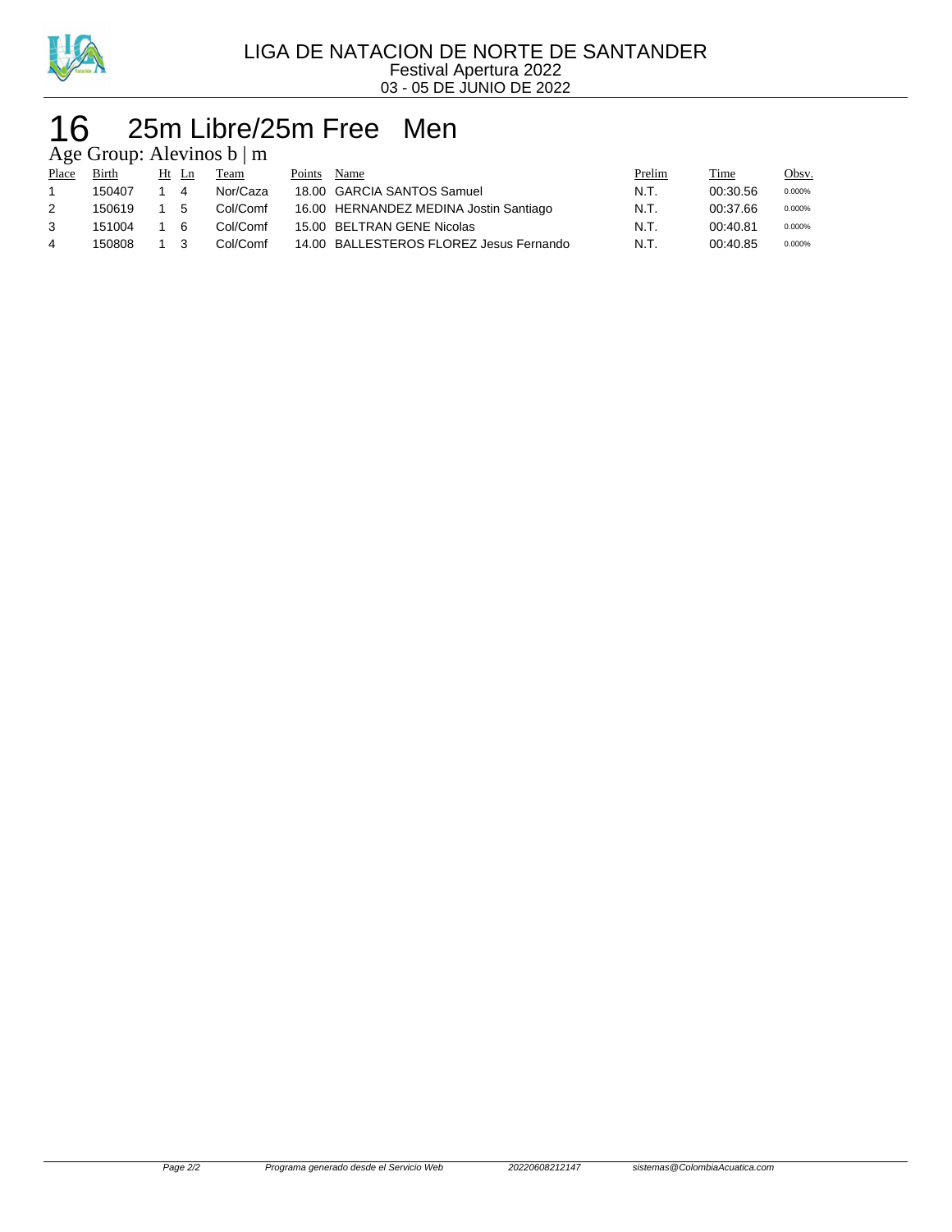# 16 25m Libre/25m Free Men

## Age Group: Alevinos b | m

| Place | Birth | Ht | Ln | Team | Points | Name | Prelim | Time | Obsv. |
|---|---|---|---|---|---|---|---|---|---|
| 1 | 150407 | 1 | 4 | Nor/Caza | 18.00 | GARCIA SANTOS Samuel | N.T. | 00:30.56 | 0.000% |
| 2 | 150619 | 1 | 5 | Col/Comf | 16.00 | HERNANDEZ MEDINA Jostin Santiago | N.T. | 00:37.66 | 0.000% |
| 3 | 151004 | 1 | 6 | Col/Comf | 15.00 | BELTRAN GENE Nicolas | N.T. | 00:40.81 | 0.000% |
| 4 | 150808 | 1 | 3 | Col/Comf | 14.00 | BALLESTEROS FLOREZ Jesus Fernando | N.T. | 00:40.85 | 0.000% |